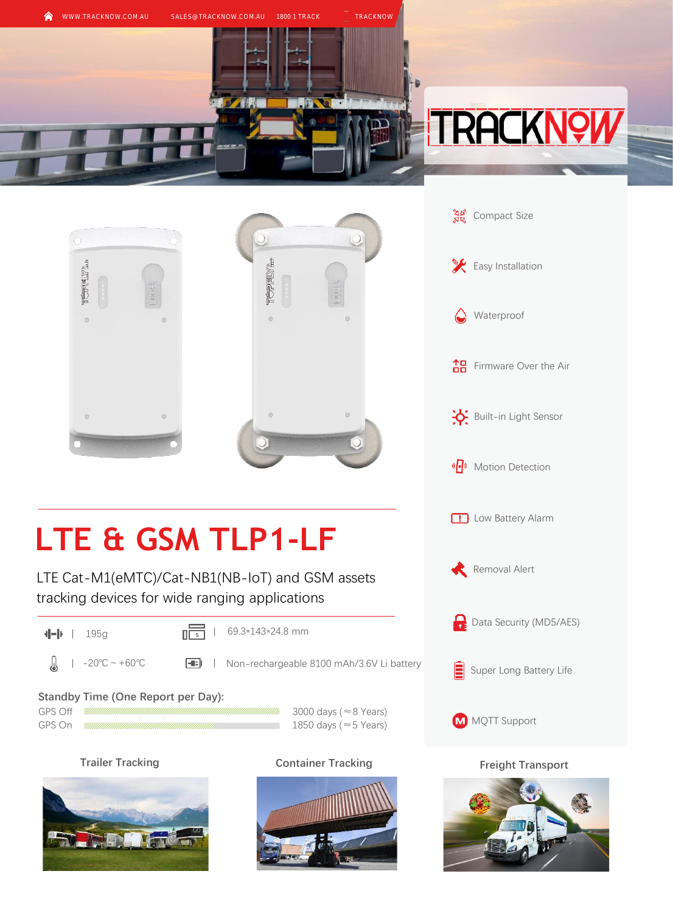WWW.TRACKNOW.COM.AU SALES@TRACKNOW.COM.AU 1800 1 TRACK TRACKNOW

TRACKNOW

- Compact Size
- Easy Installation
- Waterproof
- Firmware Over the Air
- Built-in Light Sensor
- Motion Detection
- Low Battery Alarm
- Removal Alert
- Data Security (MD5/AES)
- Super Long Battery Life
- MQTT Support

# LTE & GSM TLP1-LF

LTE Cat-M1(eMTC)/Cat-NB1(NB-IoT) and GSM assets tracking devices for wide ranging applications

| 195g | 69.3*143*24.8 mm |
|---|---|
| -20℃ ~ +60℃ | Non-rechargeable 8100 mAh/3.6V Li battery |

**Standby Time (One Report per Day):**

| | |
|---|---|
| GPS Off | 3000 days (≈8 Years) |
| GPS On | 1850 days (≈5 Years) |

Trailer Tracking

Container Tracking

Freight Transport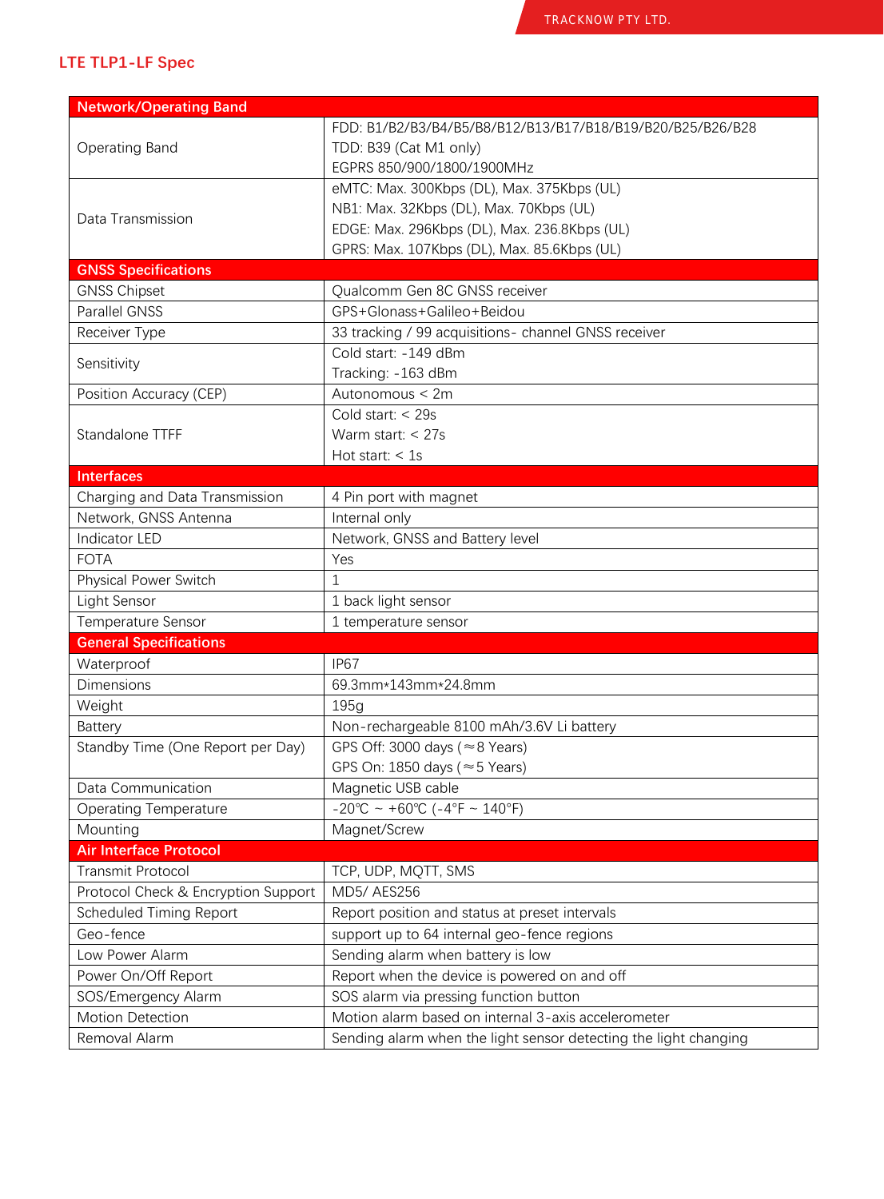## LTE TLP1-LF Spec

| | |
|---|---|
| **Network/Operating Band** | |
| Operating Band | FDD: B1/B2/B3/B4/B5/B8/B12/B13/B17/B18/B19/B20/B25/B26/B28<br>TDD: B39 (Cat M1 only)<br>EGPRS 850/900/1800/1900MHz |
| Data Transmission | eMTC: Max. 300Kbps (DL), Max. 375Kbps (UL)<br>NB1: Max. 32Kbps (DL), Max. 70Kbps (UL)<br>EDGE: Max. 296Kbps (DL), Max. 236.8Kbps (UL)<br>GPRS: Max. 107Kbps (DL), Max. 85.6Kbps (UL) |
| **GNSS Specifications** | |
| GNSS Chipset | Qualcomm Gen 8C GNSS receiver |
| Parallel GNSS | GPS+Glonass+Galileo+Beidou |
| Receiver Type | 33 tracking / 99 acquisitions- channel GNSS receiver |
| Sensitivity | Cold start: -149 dBm<br>Tracking: -163 dBm |
| Position Accuracy (CEP) | Autonomous < 2m |
| Standalone TTFF | Cold start: < 29s<br>Warm start: < 27s<br>Hot start: < 1s |
| **Interfaces** | |
| Charging and Data Transmission | 4 Pin port with magnet |
| Network, GNSS Antenna | Internal only |
| Indicator LED | Network, GNSS and Battery level |
| FOTA | Yes |
| Physical Power Switch | 1 |
| Light Sensor | 1 back light sensor |
| Temperature Sensor | 1 temperature sensor |
| **General Specifications** | |
| Waterproof | IP67 |
| Dimensions | 69.3mm*143mm*24.8mm |
| Weight | 195g |
| Battery | Non-rechargeable 8100 mAh/3.6V Li battery |
| Standby Time (One Report per Day) | GPS Off: 3000 days (≈8 Years)<br>GPS On: 1850 days (≈5 Years) |
| Data Communication | Magnetic USB cable |
| Operating Temperature | -20℃ ~ +60℃ (-4°F ~ 140°F) |
| Mounting | Magnet/Screw |
| **Air Interface Protocol** | |
| Transmit Protocol | TCP, UDP, MQTT, SMS |
| Protocol Check & Encryption Support | MD5/ AES256 |
| Scheduled Timing Report | Report position and status at preset intervals |
| Geo-fence | support up to 64 internal geo-fence regions |
| Low Power Alarm | Sending alarm when battery is low |
| Power On/Off Report | Report when the device is powered on and off |
| SOS/Emergency Alarm | SOS alarm via pressing function button |
| Motion Detection | Motion alarm based on internal 3-axis accelerometer |
| Removal Alarm | Sending alarm when the light sensor detecting the light changing |